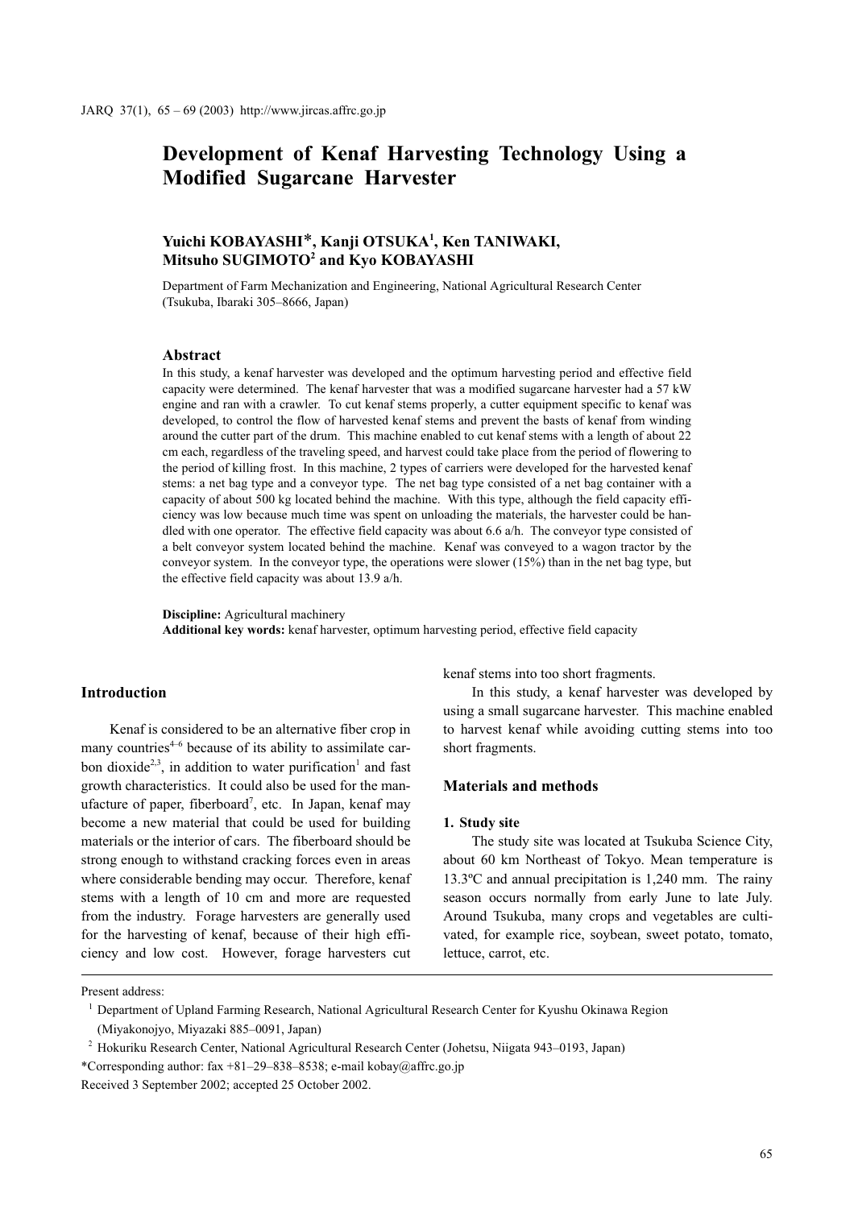# Development of Kenaf Harvesting Technology Using a Modified Sugarcane Harvester

**Yuichi KOBAYASHI*, Kanji OTSUKA[1], Ken TANIWAKI, Mitsuho SUGIMOTO[2] and Kyo KOBAYASHI**

Department of Farm Mechanization and Engineering, National Agricultural Research Center (Tsukuba, Ibaraki 305–8666, Japan)

## Abstract

In this study, a kenaf harvester was developed and the optimum harvesting period and effective field capacity were determined. The kenaf harvester that was a modified sugarcane harvester had a 57 kW engine and ran with a crawler. To cut kenaf stems properly, a cutter equipment specific to kenaf was developed, to control the flow of harvested kenaf stems and prevent the basts of kenaf from winding around the cutter part of the drum. This machine enabled to cut kenaf stems with a length of about 22 cm each, regardless of the traveling speed, and harvest could take place from the period of flowering to the period of killing frost. In this machine, 2 types of carriers were developed for the harvested kenaf stems: a net bag type and a conveyor type. The net bag type consisted of a net bag container with a capacity of about 500 kg located behind the machine. With this type, although the field capacity efficiency was low because much time was spent on unloading the materials, the harvester could be handled with one operator. The effective field capacity was about 6.6 a/h. The conveyor type consisted of a belt conveyor system located behind the machine. Kenaf was conveyed to a wagon tractor by the conveyor system. In the conveyor type, the operations were slower (15%) than in the net bag type, but the effective field capacity was about 13.9 a/h.

**Discipline:** Agricultural machinery
**Additional key words:** kenaf harvester, optimum harvesting period, effective field capacity

## Introduction

Kenaf is considered to be an alternative fiber crop in many countries[4–6] because of its ability to assimilate carbon dioxide[2,3], in addition to water purification[1] and fast growth characteristics. It could also be used for the manufacture of paper, fiberboard[7], etc. In Japan, kenaf may become a new material that could be used for building materials or the interior of cars. The fiberboard should be strong enough to withstand cracking forces even in areas where considerable bending may occur. Therefore, kenaf stems with a length of 10 cm and more are requested from the industry. Forage harvesters are generally used for the harvesting of kenaf, because of their high efficiency and low cost. However, forage harvesters cut kenaf stems into too short fragments.

In this study, a kenaf harvester was developed by using a small sugarcane harvester. This machine enabled to harvest kenaf while avoiding cutting stems into too short fragments.

## Materials and methods

### 1. Study site

The study site was located at Tsukuba Science City, about 60 km Northeast of Tokyo. Mean temperature is 13.3ºC and annual precipitation is 1,240 mm. The rainy season occurs normally from early June to late July. Around Tsukuba, many crops and vegetables are cultivated, for example rice, soybean, sweet potato, tomato, lettuce, carrot, etc.

---

Present address:

[1] Department of Upland Farming Research, National Agricultural Research Center for Kyushu Okinawa Region (Miyakonojyo, Miyazaki 885–0091, Japan)

[2] Hokuriku Research Center, National Agricultural Research Center (Johetsu, Niigata 943–0193, Japan)

*Corresponding author: fax +81–29–838–8538; e-mail kobay@affrc.go.jp

Received 3 September 2002; accepted 25 October 2002.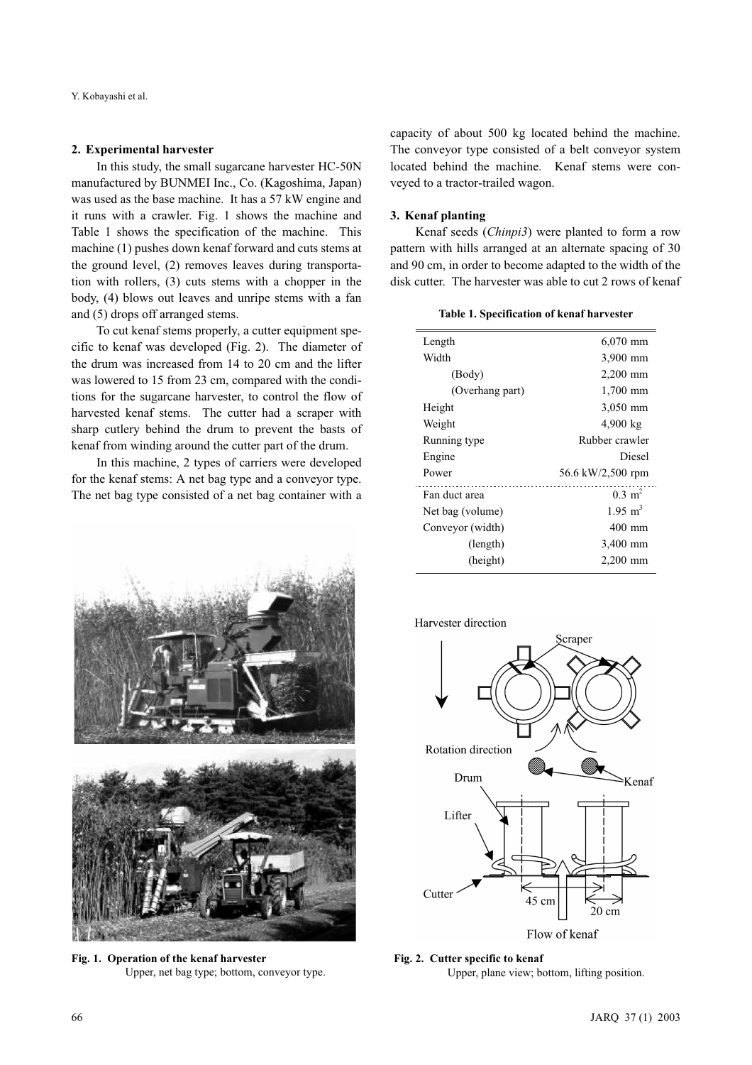## 2. Experimental harvester

In this study, the small sugarcane harvester HC-50N manufactured by BUNMEI Inc., Co. (Kagoshima, Japan) was used as the base machine. It has a 57 kW engine and it runs with a crawler. Fig. 1 shows the machine and Table 1 shows the specification of the machine. This machine (1) pushes down kenaf forward and cuts stems at the ground level, (2) removes leaves during transportation with rollers, (3) cuts stems with a chopper in the body, (4) blows out leaves and unripe stems with a fan and (5) drops off arranged stems.

To cut kenaf stems properly, a cutter equipment specific to kenaf was developed (Fig. 2). The diameter of the drum was increased from 14 to 20 cm and the lifter was lowered to 15 from 23 cm, compared with the conditions for the sugarcane harvester, to control the flow of harvested kenaf stems. The cutter had a scraper with sharp cutlery behind the drum to prevent the basts of kenaf from winding around the cutter part of the drum.

In this machine, 2 types of carriers were developed for the kenaf stems: A net bag type and a conveyor type. The net bag type consisted of a net bag container with a capacity of about 500 kg located behind the machine. The conveyor type consisted of a belt conveyor system located behind the machine. Kenaf stems were conveyed to a tractor-trailed wagon.

**Fig. 1. Operation of the kenaf harvester**
Upper, net bag type; bottom, conveyor type.

## 3. Kenaf planting

Kenaf seeds (*Chinpi3*) were planted to form a row pattern with hills arranged at an alternate spacing of 30 and 90 cm, in order to become adapted to the width of the disk cutter. The harvester was able to cut 2 rows of kenaf

**Table 1. Specification of kenaf harvester**

| | |
|---|---|
| Length | 6,070 mm |
| Width | 3,900 mm |
| (Body) | 2,200 mm |
| (Overhang part) | 1,700 mm |
| Height | 3,050 mm |
| Weight | 4,900 kg |
| Running type | Rubber crawler |
| Engine | Diesel |
| Power | 56.6 kW/2,500 rpm |
| Fan duct area | 0.3 $m^2$ |
| Net bag (volume) | 1.95 $m^3$ |
| Conveyor (width) | 400 mm |
| (length) | 3,400 mm |
| (height) | 2,200 mm |

**Fig. 2. Cutter specific to kenaf**
Upper, plane view; bottom, lifting position.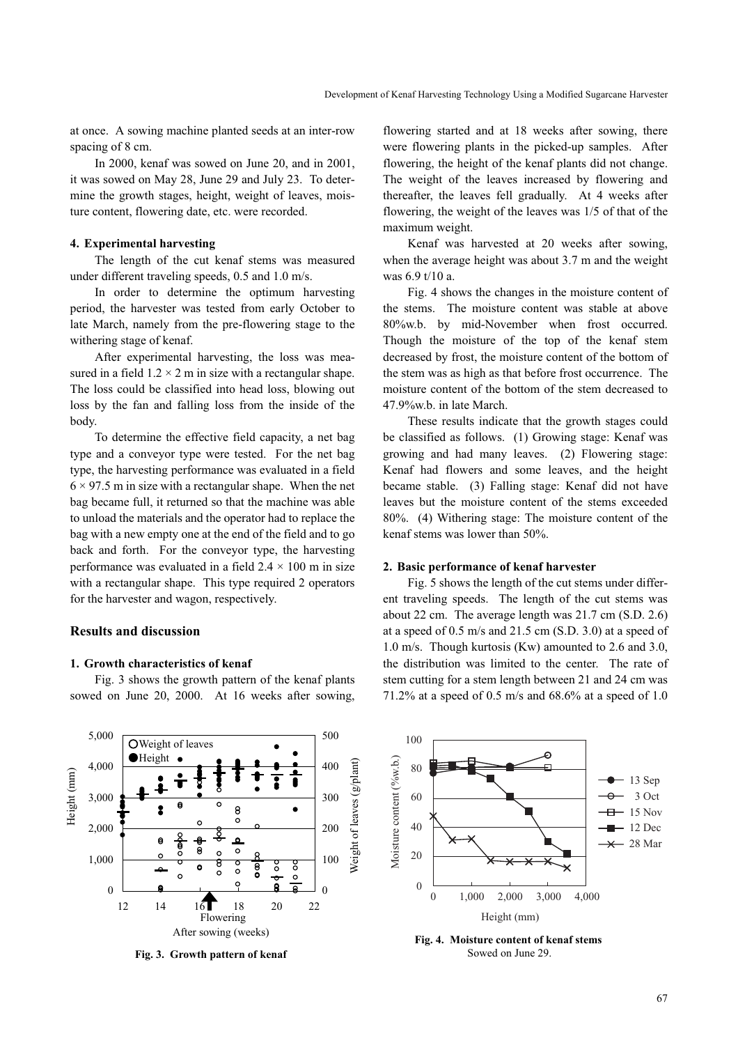at once. A sowing machine planted seeds at an inter-row spacing of 8 cm.

In 2000, kenaf was sowed on June 20, and in 2001, it was sowed on May 28, June 29 and July 23. To determine the growth stages, height, weight of leaves, moisture content, flowering date, etc. were recorded.

#### 4. Experimental harvesting

The length of the cut kenaf stems was measured under different traveling speeds, 0.5 and 1.0 m/s.

In order to determine the optimum harvesting period, the harvester was tested from early October to late March, namely from the pre-flowering stage to the withering stage of kenaf.

After experimental harvesting, the loss was measured in a field 1.2 × 2 m in size with a rectangular shape. The loss could be classified into head loss, blowing out loss by the fan and falling loss from the inside of the body.

To determine the effective field capacity, a net bag type and a conveyor type were tested. For the net bag type, the harvesting performance was evaluated in a field 6 × 97.5 m in size with a rectangular shape. When the net bag became full, it returned so that the machine was able to unload the materials and the operator had to replace the bag with a new empty one at the end of the field and to go back and forth. For the conveyor type, the harvesting performance was evaluated in a field 2.4 × 100 m in size with a rectangular shape. This type required 2 operators for the harvester and wagon, respectively.

## Results and discussion

#### 1. Growth characteristics of kenaf

Fig. 3 shows the growth pattern of the kenaf plants sowed on June 20, 2000. At 16 weeks after sowing, flowering started and at 18 weeks after sowing, there were flowering plants in the picked-up samples. After flowering, the height of the kenaf plants did not change. The weight of the leaves increased by flowering and thereafter, the leaves fell gradually. At 4 weeks after flowering, the weight of the leaves was 1/5 of that of the maximum weight.

Kenaf was harvested at 20 weeks after sowing, when the average height was about 3.7 m and the weight was 6.9 t/10 a.

Fig. 4 shows the changes in the moisture content of the stems. The moisture content was stable at above 80%w.b. by mid-November when frost occurred. Though the moisture of the top of the kenaf stem decreased by frost, the moisture content of the bottom of the stem was as high as that before frost occurrence. The moisture content of the bottom of the stem decreased to 47.9%w.b. in late March.

These results indicate that the growth stages could be classified as follows. (1) Growing stage: Kenaf was growing and had many leaves. (2) Flowering stage: Kenaf had flowers and some leaves, and the height became stable. (3) Falling stage: Kenaf did not have leaves but the moisture content of the stems exceeded 80%. (4) Withering stage: The moisture content of the kenaf stems was lower than 50%.

#### 2. Basic performance of kenaf harvester

Fig. 5 shows the length of the cut stems under different traveling speeds. The length of the cut stems was about 22 cm. The average length was 21.7 cm (S.D. 2.6) at a speed of 0.5 m/s and 21.5 cm (S.D. 3.0) at a speed of 1.0 m/s. Though kurtosis (Kw) amounted to 2.6 and 3.0, the distribution was limited to the center. The rate of stem cutting for a stem length between 21 and 24 cm was 71.2% at a speed of 0.5 m/s and 68.6% at a speed of 1.0

**Fig. 3. Growth pattern of kenaf**

**Fig. 4. Moisture content of kenaf stems**
Sowed on June 29.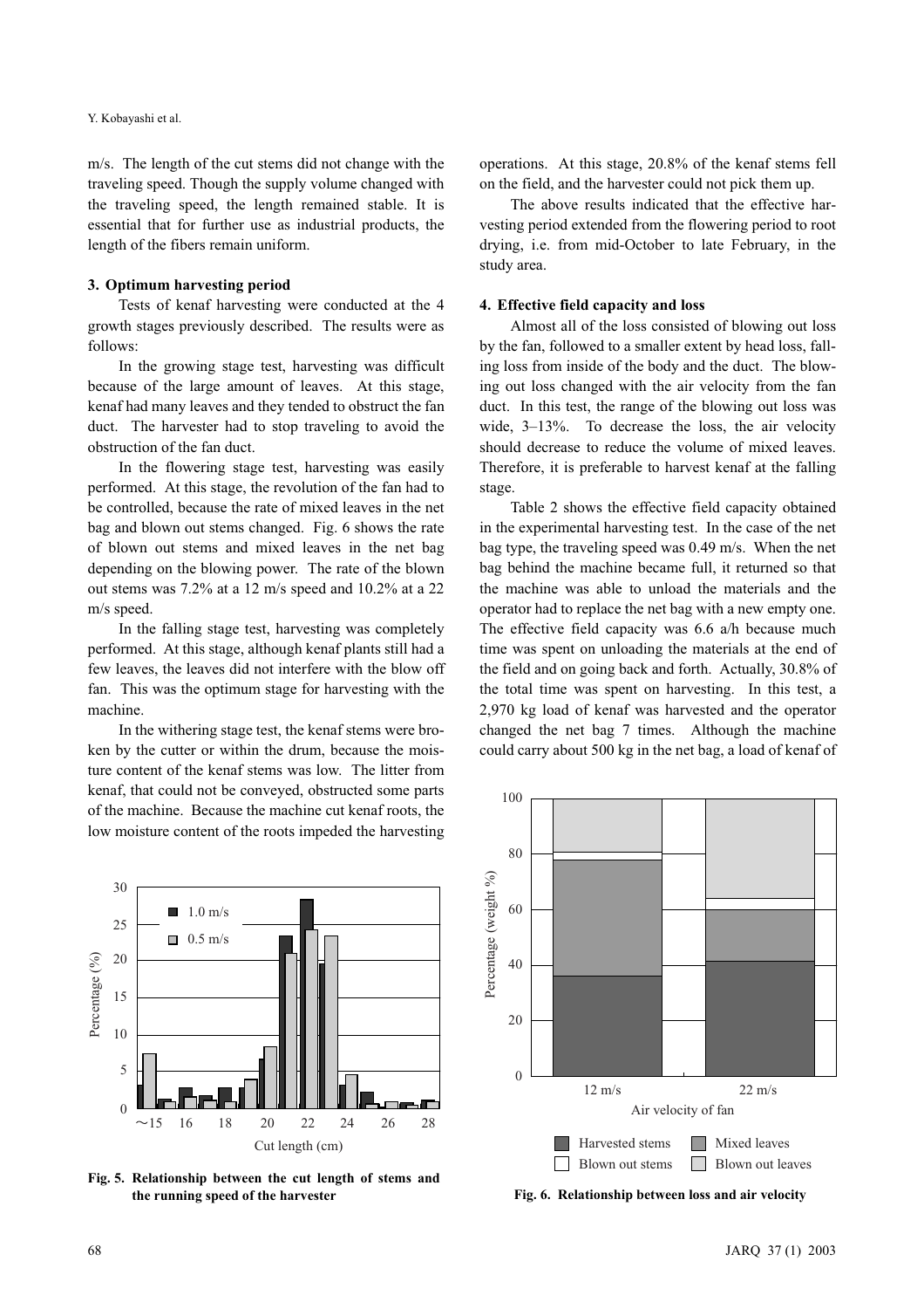m/s. The length of the cut stems did not change with the traveling speed. Though the supply volume changed with the traveling speed, the length remained stable. It is essential that for further use as industrial products, the length of the fibers remain uniform.

### 3. Optimum harvesting period

Tests of kenaf harvesting were conducted at the 4 growth stages previously described. The results were as follows:

In the growing stage test, harvesting was difficult because of the large amount of leaves. At this stage, kenaf had many leaves and they tended to obstruct the fan duct. The harvester had to stop traveling to avoid the obstruction of the fan duct.

In the flowering stage test, harvesting was easily performed. At this stage, the revolution of the fan had to be controlled, because the rate of mixed leaves in the net bag and blown out stems changed. Fig. 6 shows the rate of blown out stems and mixed leaves in the net bag depending on the blowing power. The rate of the blown out stems was 7.2% at a 12 m/s speed and 10.2% at a 22 m/s speed.

In the falling stage test, harvesting was completely performed. At this stage, although kenaf plants still had a few leaves, the leaves did not interfere with the blow off fan. This was the optimum stage for harvesting with the machine.

In the withering stage test, the kenaf stems were broken by the cutter or within the drum, because the moisture content of the kenaf stems was low. The litter from kenaf, that could not be conveyed, obstructed some parts of the machine. Because the machine cut kenaf roots, the low moisture content of the roots impeded the harvesting operations. At this stage, 20.8% of the kenaf stems fell on the field, and the harvester could not pick them up.

The above results indicated that the effective harvesting period extended from the flowering period to root drying, i.e. from mid-October to late February, in the study area.

**Fig. 5. Relationship between the cut length of stems and the running speed of the harvester**

### 4. Effective field capacity and loss

Almost all of the loss consisted of blowing out loss by the fan, followed to a smaller extent by head loss, falling loss from inside of the body and the duct. The blowing out loss changed with the air velocity from the fan duct. In this test, the range of the blowing out loss was wide, 3–13%. To decrease the loss, the air velocity should decrease to reduce the volume of mixed leaves. Therefore, it is preferable to harvest kenaf at the falling stage.

Table 2 shows the effective field capacity obtained in the experimental harvesting test. In the case of the net bag type, the traveling speed was 0.49 m/s. When the net bag behind the machine became full, it returned so that the machine was able to unload the materials and the operator had to replace the net bag with a new empty one. The effective field capacity was 6.6 a/h because much time was spent on unloading the materials at the end of the field and on going back and forth. Actually, 30.8% of the total time was spent on harvesting. In this test, a 2,970 kg load of kenaf was harvested and the operator changed the net bag 7 times. Although the machine could carry about 500 kg in the net bag, a load of kenaf of

**Fig. 6. Relationship between loss and air velocity**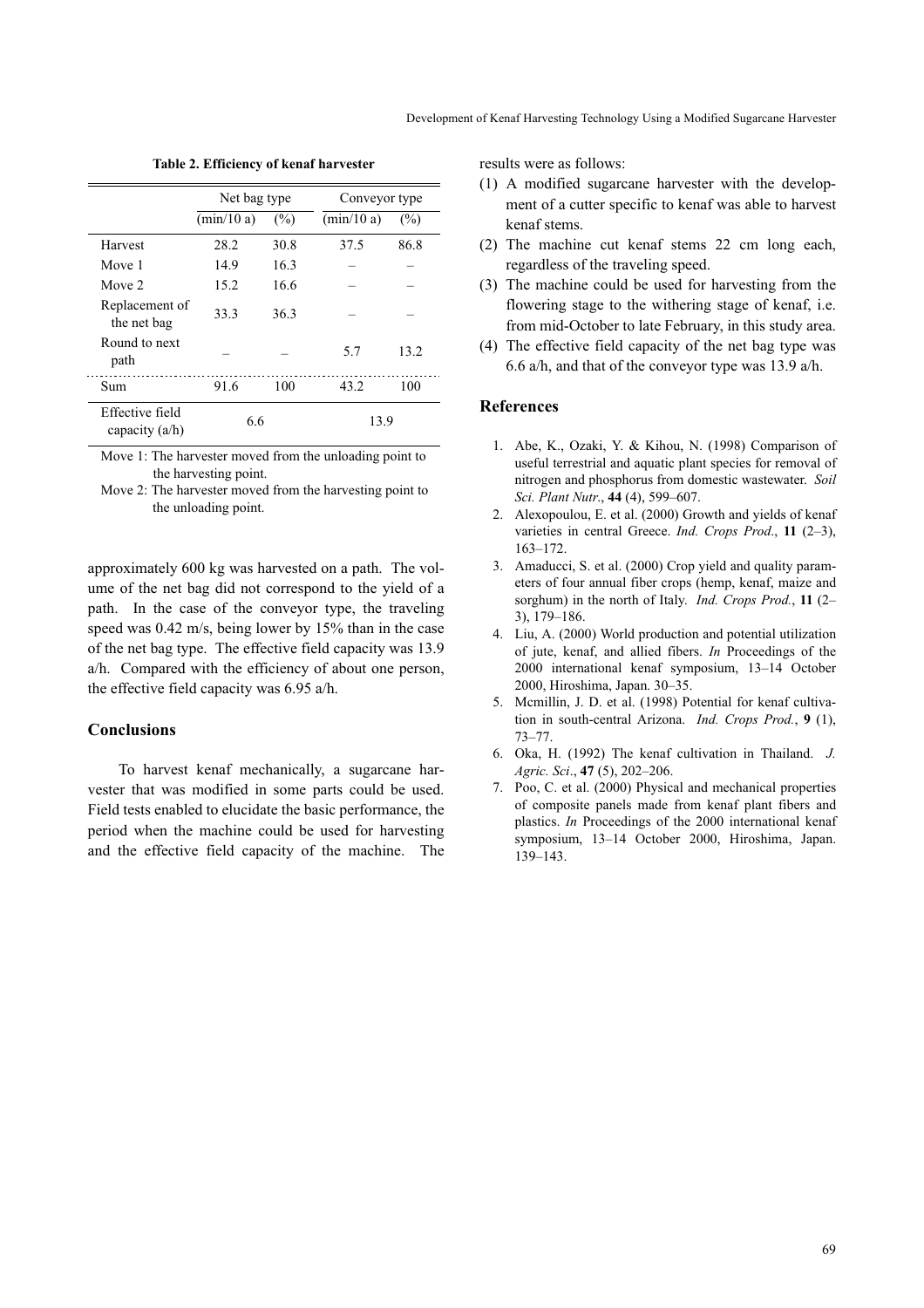**Table 2. Efficiency of kenaf harvester**

| | Net bag type | | Conveyor type | |
|---|---|---|---|---|
| | (min/10 a) | (%) | (min/10 a) | (%) |
| Harvest | 28.2 | 30.8 | 37.5 | 86.8 |
| Move 1 | 14.9 | 16.3 | – | – |
| Move 2 | 15.2 | 16.6 | – | – |
| Replacement of the net bag | 33.3 | 36.3 | – | – |
| Round to next path | – | – | 5.7 | 13.2 |
| Sum | 91.6 | 100 | 43.2 | 100 |
| Effective field capacity (a/h) | 6.6 | | 13.9 | |

Move 1: The harvester moved from the unloading point to the harvesting point.
Move 2: The harvester moved from the harvesting point to the unloading point.

approximately 600 kg was harvested on a path. The volume of the net bag did not correspond to the yield of a path. In the case of the conveyor type, the traveling speed was 0.42 m/s, being lower by 15% than in the case of the net bag type. The effective field capacity was 13.9 a/h. Compared with the efficiency of about one person, the effective field capacity was 6.95 a/h.

## Conclusions

To harvest kenaf mechanically, a sugarcane harvester that was modified in some parts could be used. Field tests enabled to elucidate the basic performance, the period when the machine could be used for harvesting and the effective field capacity of the machine. The results were as follows:

(1) A modified sugarcane harvester with the development of a cutter specific to kenaf was able to harvest kenaf stems.
(2) The machine cut kenaf stems 22 cm long each, regardless of the traveling speed.
(3) The machine could be used for harvesting from the flowering stage to the withering stage of kenaf, i.e. from mid-October to late February, in this study area.
(4) The effective field capacity of the net bag type was 6.6 a/h, and that of the conveyor type was 13.9 a/h.

## References

1. Abe, K., Ozaki, Y. & Kihou, N. (1998) Comparison of useful terrestrial and aquatic plant species for removal of nitrogen and phosphorus from domestic wastewater. *Soil Sci. Plant Nutr*., **44** (4), 599–607.
2. Alexopoulou, E. et al. (2000) Growth and yields of kenaf varieties in central Greece. *Ind. Crops Prod*., **11** (2–3), 163–172.
3. Amaducci, S. et al. (2000) Crop yield and quality parameters of four annual fiber crops (hemp, kenaf, maize and sorghum) in the north of Italy. *Ind. Crops Prod.*, **11** (2–3), 179–186.
4. Liu, A. (2000) World production and potential utilization of jute, kenaf, and allied fibers. *In* Proceedings of the 2000 international kenaf symposium, 13–14 October 2000, Hiroshima, Japan. 30–35.
5. Mcmillin, J. D. et al. (1998) Potential for kenaf cultivation in south-central Arizona. *Ind. Crops Prod.*, **9** (1), 73–77.
6. Oka, H. (1992) The kenaf cultivation in Thailand. *J. Agric. Sci*., **47** (5), 202–206.
7. Poo, C. et al. (2000) Physical and mechanical properties of composite panels made from kenaf plant fibers and plastics. *In* Proceedings of the 2000 international kenaf symposium, 13–14 October 2000, Hiroshima, Japan. 139–143.